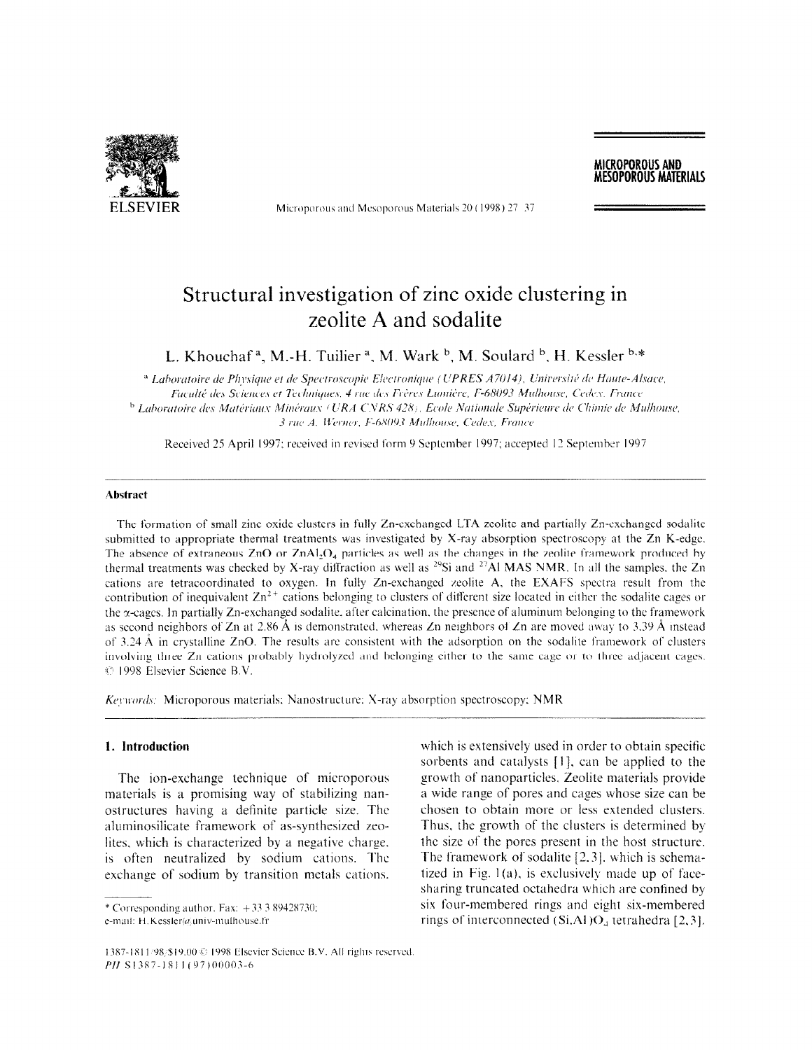# Structural investigation of zinc oxide clustering in zeolite A and sodalite

L. Khouchaf [a], M.-H. Tuilier [a], M. Wark [b], M. Soulard [b], H. Kessler [b,*]

[a] Laboratoire de Physique et de Spectroscopie Electronique (UPRES A7014), Université de Haute-Alsace, Faculté des Sciences et Techniques, 4 rue des Frères Lumière, F-68093 Mulhouse, Cedex, France

[b] Laboratoire des Matériaux Minéraux (URA CNRS 428), Ecole Nationale Supérieure de Chimie de Mulhouse, 3 rue A. Werner, F-68093 Mulhouse, Cedex, France

Received 25 April 1997; received in revised form 9 September 1997; accepted 12 September 1997

## Abstract

The formation of small zinc oxide clusters in fully Zn-exchanged LTA zeolite and partially Zn-exchanged sodalite submitted to appropriate thermal treatments was investigated by X-ray absorption spectroscopy at the Zn K-edge. The absence of extraneous ZnO or $ZnAl_2O_4$ particles as well as the changes in the zeolite framework produced by thermal treatments was checked by X-ray diffraction as well as $^{29}Si$ and $^{27}Al$ MAS NMR. In all the samples, the Zn cations are tetracoordinated to oxygen. In fully Zn-exchanged zeolite A, the EXAFS spectra result from the contribution of inequivalent $Zn^{2+}$ cations belonging to clusters of different size located in either the sodalite cages or the α-cages. In partially Zn-exchanged sodalite, after calcination, the presence of aluminum belonging to the framework as second neighbors of Zn at 2.86 Å is demonstrated, whereas Zn neighbors of Zn are moved away to 3.39 Å instead of 3.24 Å in crystalline ZnO. The results are consistent with the adsorption on the sodalite framework of clusters involving three Zn cations probably hydrolyzed and belonging either to the same cage or to three adjacent cages. © 1998 Elsevier Science B.V.

*Keywords:* Microporous materials; Nanostructure; X-ray absorption spectroscopy; NMR

## 1. Introduction

The ion-exchange technique of microporous materials is a promising way of stabilizing nanostructures having a definite particle size. The aluminosilicate framework of as-synthesized zeolites, which is characterized by a negative charge, is often neutralized by sodium cations. The exchange of sodium by transition metals cations, which is extensively used in order to obtain specific sorbents and catalysts [1], can be applied to the growth of nanoparticles. Zeolite materials provide a wide range of pores and cages whose size can be chosen to obtain more or less extended clusters. Thus, the growth of the clusters is determined by the size of the pores present in the host structure. The framework of sodalite [2,3], which is schematized in Fig. 1(a), is exclusively made up of face-sharing truncated octahedra which are confined by six four-membered rings and eight six-membered rings of interconnected $(Si,Al)O_4$ tetrahedra [2,3].

\* Corresponding author. Fax: +33 3 89428730; e-mail: H.Kessler@univ-mulhouse.fr

1387-1811/98/$19.00 © 1998 Elsevier Science B.V. All rights reserved. PII S1387-1811(97)00003-6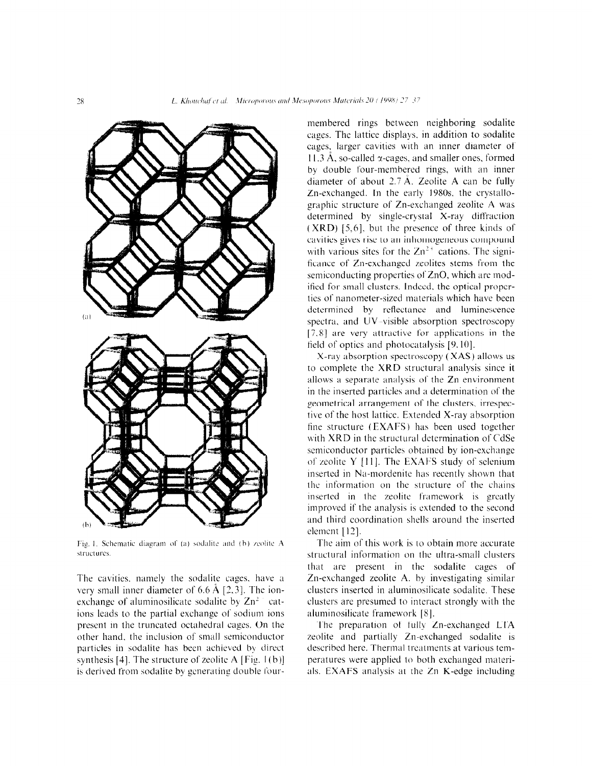Fig. 1. Schematic diagram of (a) sodalite and (b) zeolite A structures.

The cavities, namely the sodalite cages, have a very small inner diameter of 6.6 Å [2,3]. The ion-exchange of aluminosilicate sodalite by $Zn^{2+}$ cations leads to the partial exchange of sodium ions present in the truncated octahedral cages. On the other hand, the inclusion of small semiconductor particles in sodalite has been achieved by direct synthesis [4]. The structure of zeolite A [Fig. 1(b)] is derived from sodalite by generating double four-membered rings between neighboring sodalite cages. The lattice displays, in addition to sodalite cages, larger cavities with an inner diameter of 11.3 Å, so-called α-cages, and smaller ones, formed by double four-membered rings, with an inner diameter of about 2.7 Å. Zeolite A can be fully Zn-exchanged. In the early 1980s, the crystallographic structure of Zn-exchanged zeolite A was determined by single-crystal X-ray diffraction (XRD) [5,6], but the presence of three kinds of cavities gives rise to an inhomogeneous compound with various sites for the $Zn^{2+}$ cations. The significance of Zn-exchanged zeolites stems from the semiconducting properties of ZnO, which are modified for small clusters. Indeed, the optical properties of nanometer-sized materials which have been determined by reflectance and luminescence spectra, and UV–visible absorption spectroscopy [7,8] are very attractive for applications in the field of optics and photocatalysis [9,10].

X-ray absorption spectroscopy (XAS) allows us to complete the XRD structural analysis since it allows a separate analysis of the Zn environment in the inserted particles and a determination of the geometrical arrangement of the clusters, irrespective of the host lattice. Extended X-ray absorption fine structure (EXAFS) has been used together with XRD in the structural determination of CdSe semiconductor particles obtained by ion-exchange of zeolite Y [11]. The EXAFS study of selenium inserted in Na-mordenite has recently shown that the information on the structure of the chains inserted in the zeolite framework is greatly improved if the analysis is extended to the second and third coordination shells around the inserted element [12].

The aim of this work is to obtain more accurate structural information on the ultra-small clusters that are present in the sodalite cages of Zn-exchanged zeolite A, by investigating similar clusters inserted in aluminosilicate sodalite. These clusters are presumed to interact strongly with the aluminosilicate framework [8].

The preparation of fully Zn-exchanged LTA zeolite and partially Zn-exchanged sodalite is described here. Thermal treatments at various temperatures were applied to both exchanged materials. EXAFS analysis at the Zn K-edge including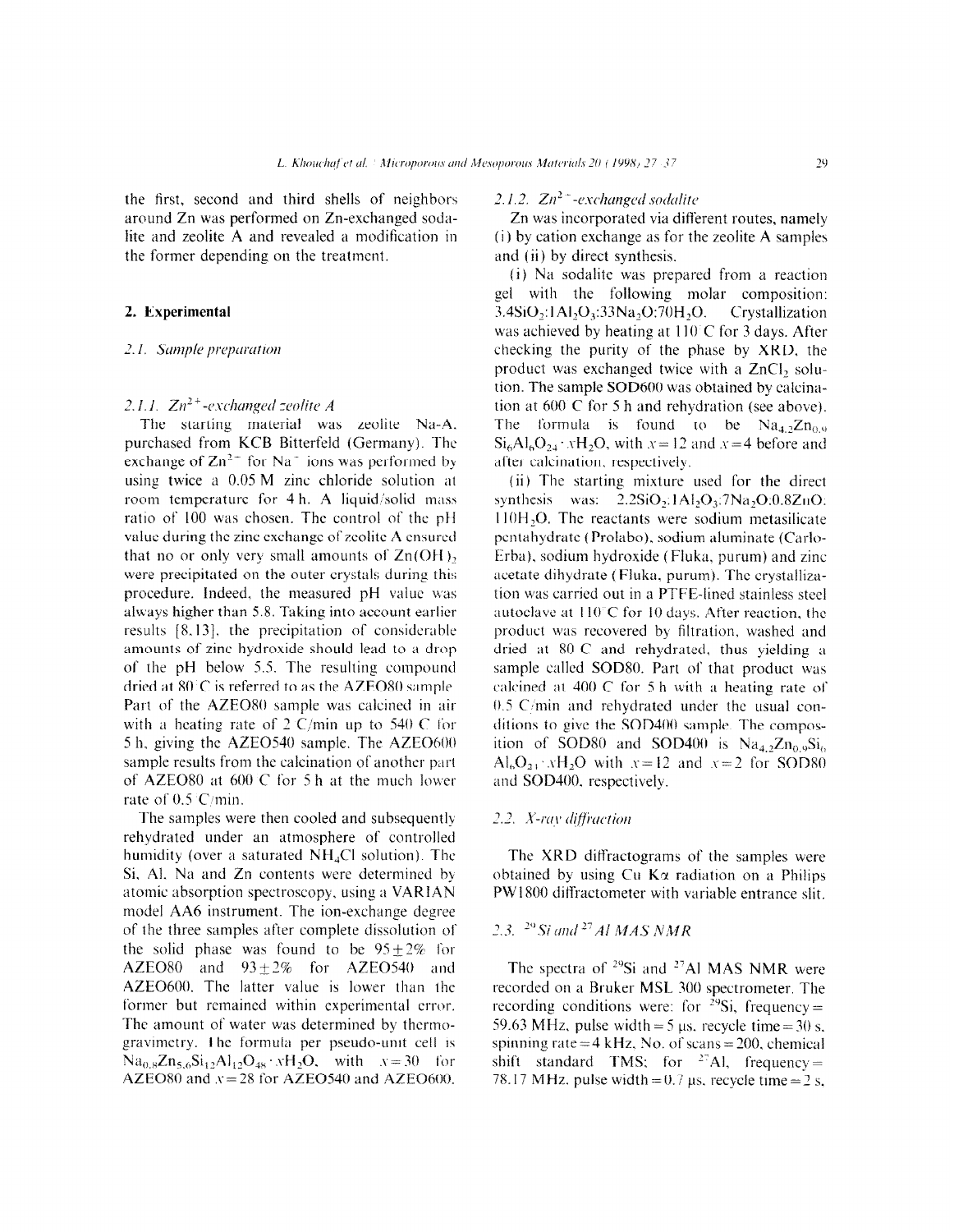the first, second and third shells of neighbors around Zn was performed on Zn-exchanged sodalite and zeolite A and revealed a modification in the former depending on the treatment.

## 2. Experimental

### 2.1. Sample preparation

#### 2.1.1. $Zn^{2+}$-exchanged zeolite A

The starting material was zeolite Na-A, purchased from KCB Bitterfeld (Germany). The exchange of $Zn^{2+}$ for $Na^+$ ions was performed by using twice a 0.05 M zinc chloride solution at room temperature for 4 h. A liquid/solid mass ratio of 100 was chosen. The control of the pH value during the zinc exchange of zeolite A ensured that no or only very small amounts of $Zn(OH)_2$ were precipitated on the outer crystals during this procedure. Indeed, the measured pH value was always higher than 5.8. Taking into account earlier results [8,13], the precipitation of considerable amounts of zinc hydroxide should lead to a drop of the pH below 5.5. The resulting compound dried at 80°C is referred to as the AZEO80 sample. Part of the AZEO80 sample was calcined in air with a heating rate of 2°C/min up to 540°C for 5 h, giving the AZEO540 sample. The AZEO600 sample results from the calcination of another part of AZEO80 at 600°C for 5 h at the much lower rate of 0.5°C/min.

The samples were then cooled and subsequently rehydrated under an atmosphere of controlled humidity (over a saturated $NH_4Cl$ solution). The Si, Al, Na and Zn contents were determined by atomic absorption spectroscopy, using a VARIAN model AA6 instrument. The ion-exchange degree of the three samples after complete dissolution of the solid phase was found to be $95 \pm 2\%$ for AZEO80 and $93 \pm 2\%$ for AZEO540 and AZEO600. The latter value is lower than the former but remained within experimental error. The amount of water was determined by thermogravimetry. The formula per pseudo-unit cell is $Na_{0.8}Zn_{5.6}Si_{12}Al_{12}O_{48} \cdot xH_2O$, with $x = 30$ for AZEO80 and $x = 28$ for AZEO540 and AZEO600.

#### 2.1.2. $Zn^{2+}$-exchanged sodalite

Zn was incorporated via different routes, namely (i) by cation exchange as for the zeolite A samples and (ii) by direct synthesis.

(i) Na sodalite was prepared from a reaction gel with the following molar composition: $3.4SiO_2$:$1Al_2O_3$:$33Na_2O$:$70H_2O$. Crystallization was achieved by heating at 110°C for 3 days. After checking the purity of the phase by XRD, the product was exchanged twice with a $ZnCl_2$ solution. The sample SOD600 was obtained by calcination at 600°C for 5 h and rehydration (see above). The formula is found to be $Na_{4.2}Zn_{0.9}Si_6Al_6O_{24} \cdot xH_2O$, with $x = 12$ and $x = 4$ before and after calcination, respectively.

(ii) The starting mixture used for the direct synthesis was: $2.2SiO_2$:$1Al_2O_3$:$7Na_2O$:$0.8ZnO$:$110H_2O$. The reactants were sodium metasilicate pentahydrate (Prolabo), sodium aluminate (Carlo-Erba), sodium hydroxide (Fluka, purum) and zinc acetate dihydrate (Fluka, purum). The crystallization was carried out in a PTFE-lined stainless steel autoclave at 110°C for 10 days. After reaction, the product was recovered by filtration, washed and dried at 80°C and rehydrated, thus yielding a sample called SOD80. Part of that product was calcined at 400°C for 5 h with a heating rate of 0.5°C/min and rehydrated under the usual conditions to give the SOD400 sample. The composition of SOD80 and SOD400 is $Na_{4.2}Zn_{0.9}Si_6Al_6O_{24} \cdot xH_2O$ with $x = 12$ and $x = 2$ for SOD80 and SOD400, respectively.

### 2.2. X-ray diffraction

The XRD diffractograms of the samples were obtained by using Cu K$\alpha$ radiation on a Philips PW1800 diffractometer with variable entrance slit.

### 2.3. $^{29}Si$ and $^{27}Al$ MAS NMR

The spectra of $^{29}Si$ and $^{27}Al$ MAS NMR were recorded on a Bruker MSL 300 spectrometer. The recording conditions were: for $^{29}Si$, frequency = 59.63 MHz, pulse width = 5 μs, recycle time = 30 s, spinning rate = 4 kHz, No. of scans = 200, chemical shift standard TMS; for $^{27}Al$, frequency = 78.17 MHz, pulse width = 0.7 μs, recycle time = 2 s,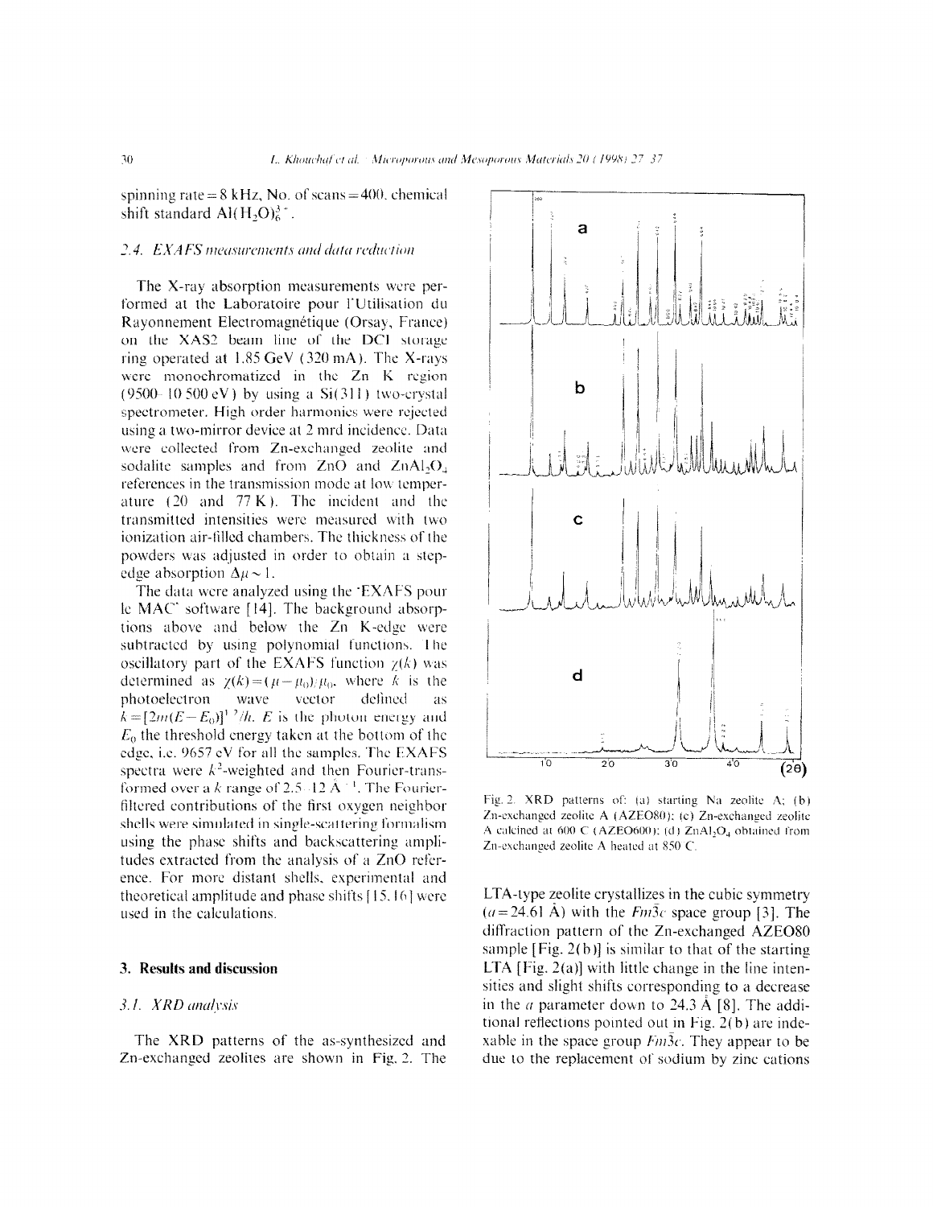spinning rate = 8 kHz, No. of scans = 400, chemical shift standard $Al(H_2O)_6^{3+}$.

### 2.4. EXAFS measurements and data reduction

The X-ray absorption measurements were performed at the Laboratoire pour l'Utilisation du Rayonnement Electromagnétique (Orsay, France) on the XAS2 beam line of the DCI storage ring operated at 1.85 GeV (320 mA). The X-rays were monochromatized in the Zn K region (9500–10 500 eV) by using a Si(311) two-crystal spectrometer. High order harmonics were rejected using a two-mirror device at 2 mrd incidence. Data were collected from Zn-exchanged zeolite and sodalite samples and from ZnO and $ZnAl_2O_4$ references in the transmission mode at low temperature (20 and 77 K). The incident and the transmitted intensities were measured with two ionization air-filled chambers. The thickness of the powders was adjusted in order to obtain a step-edge absorption $\Delta\mu \sim 1$.

The data were analyzed using the 'EXAFS pour le MAC' software [14]. The background absorptions above and below the Zn K-edge were subtracted by using polynomial functions. The oscillatory part of the EXAFS function $\chi(k)$ was determined as $\chi(k) = (\mu - \mu_0)/\mu_0$, where $k$ is the photoelectron wave vector defined as $k = [2m(E - E_0)]^{1/2}/\hbar$. $E$ is the photon energy and $E_0$ the threshold energy taken at the bottom of the edge, i.e. 9657 eV for all the samples. The EXAFS spectra were $k^2$-weighted and then Fourier-transformed over a $k$ range of 2.5–12 Å$^{-1}$. The Fourier-filtered contributions of the first oxygen neighbor shells were simulated in single-scattering formalism using the phase shifts and backscattering amplitudes extracted from the analysis of a ZnO reference. For more distant shells, experimental and theoretical amplitude and phase shifts [15,16] were used in the calculations.

## 3. Results and discussion

### 3.1. XRD analysis

The XRD patterns of the as-synthesized and Zn-exchanged zeolites are shown in Fig. 2. The LTA-type zeolite crystallizes in the cubic symmetry ($a = 24.61$ Å) with the $Fm\bar{3}c$ space group [3]. The diffraction pattern of the Zn-exchanged AZEO80 sample [Fig. 2(b)] is similar to that of the starting LTA [Fig. 2(a)] with little change in the line intensities and slight shifts corresponding to a decrease in the $a$ parameter down to 24.3 Å [8]. The additional reflections pointed out in Fig. 2(b) are indexable in the space group $Fm\bar{3}c$. They appear to be due to the replacement of sodium by zinc cations

Fig. 2. XRD patterns of: (a) starting Na zeolite A; (b) Zn-exchanged zeolite A (AZEO80); (c) Zn-exchanged zeolite A calcined at 600 C (AZEO600); (d) $ZnAl_2O_4$ obtained from Zn-exchanged zeolite A heated at 850 C.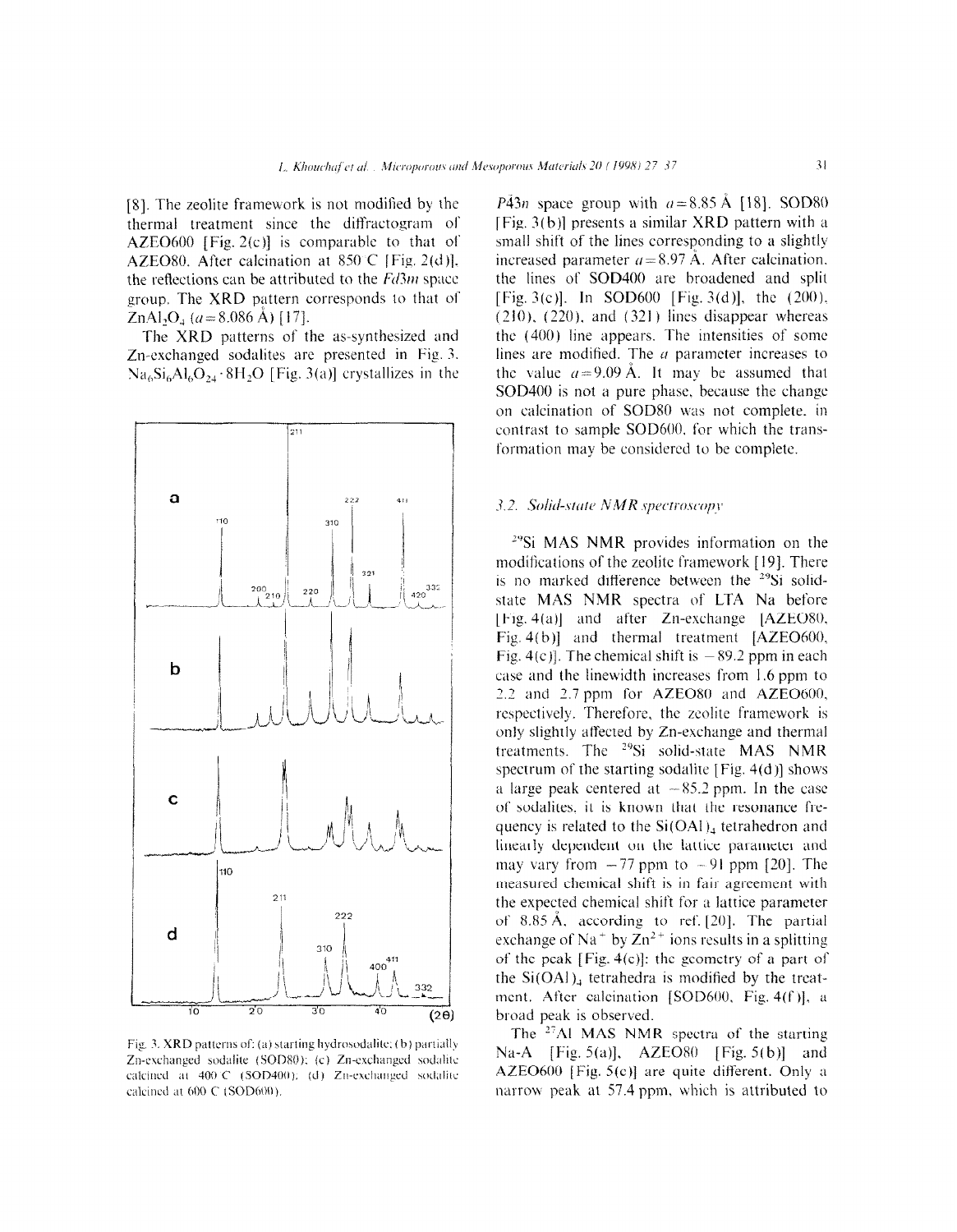[8]. The zeolite framework is not modified by the thermal treatment since the diffractogram of AZEO600 [Fig. 2(c)] is comparable to that of AZEO80. After calcination at 850°C [Fig. 2(d)], the reflections can be attributed to the *Fd3m* space group. The XRD pattern corresponds to that of $ZnAl_2O_4$ ($a$ = 8.086 Å) [17].

The XRD patterns of the as-synthesized and Zn-exchanged sodalites are presented in Fig. 3. $Na_6Si_6Al_6O_{24} \cdot 8H_2O$ [Fig. 3(a)] crystallizes in the $P\bar{4}3n$ space group with $a$ = 8.85 Å [18]. SOD80 [Fig. 3(b)] presents a similar XRD pattern with a small shift of the lines corresponding to a slightly increased parameter $a$ = 8.97 Å. After calcination, the lines of SOD400 are broadened and split [Fig. 3(c)]. In SOD600 [Fig. 3(d)], the (200), (210), (220), and (321) lines disappear whereas the (400) line appears. The intensities of some lines are modified. The $a$ parameter increases to the value $a$ = 9.09 Å. It may be assumed that SOD400 is not a pure phase, because the change on calcination of SOD80 was not complete, in contrast to sample SOD600, for which the transformation may be considered to be complete.

Fig. 3. XRD patterns of: (a) starting hydrosodalite; (b) partially Zn-exchanged sodalite (SOD80); (c) Zn-exchanged sodalite calcined at 400°C (SOD400); (d) Zn-exchanged sodalite calcined at 600°C (SOD600).

### 3.2. Solid-state NMR spectroscopy

$^{29}Si$ MAS NMR provides information on the modifications of the zeolite framework [19]. There is no marked difference between the $^{29}Si$ solid-state MAS NMR spectra of LTA Na before [Fig. 4(a)] and after Zn-exchange [AZEO80, Fig. 4(b)] and thermal treatment [AZEO600, Fig. 4(c)]. The chemical shift is −89.2 ppm in each case and the linewidth increases from 1.6 ppm to 2.2 and 2.7 ppm for AZEO80 and AZEO600, respectively. Therefore, the zeolite framework is only slightly affected by Zn-exchange and thermal treatments. The $^{29}Si$ solid-state MAS NMR spectrum of the starting sodalite [Fig. 4(d)] shows a large peak centered at −85.2 ppm. In the case of sodalites, it is known that the resonance frequency is related to the $Si(OAl)_4$ tetrahedron and linearly dependent on the lattice parameter and may vary from −77 ppm to −91 ppm [20]. The measured chemical shift is in fair agreement with the expected chemical shift for a lattice parameter of 8.85 Å, according to ref. [20]. The partial exchange of $Na^+$ by $Zn^{2+}$ ions results in a splitting of the peak [Fig. 4(e)]: the geometry of a part of the $Si(OAl)_4$ tetrahedra is modified by the treatment. After calcination [SOD600, Fig. 4(f)], a broad peak is observed.

The $^{27}Al$ MAS NMR spectra of the starting Na-A [Fig. 5(a)], AZEO80 [Fig. 5(b)] and AZEO600 [Fig. 5(c)] are quite different. Only a narrow peak at 57.4 ppm, which is attributed to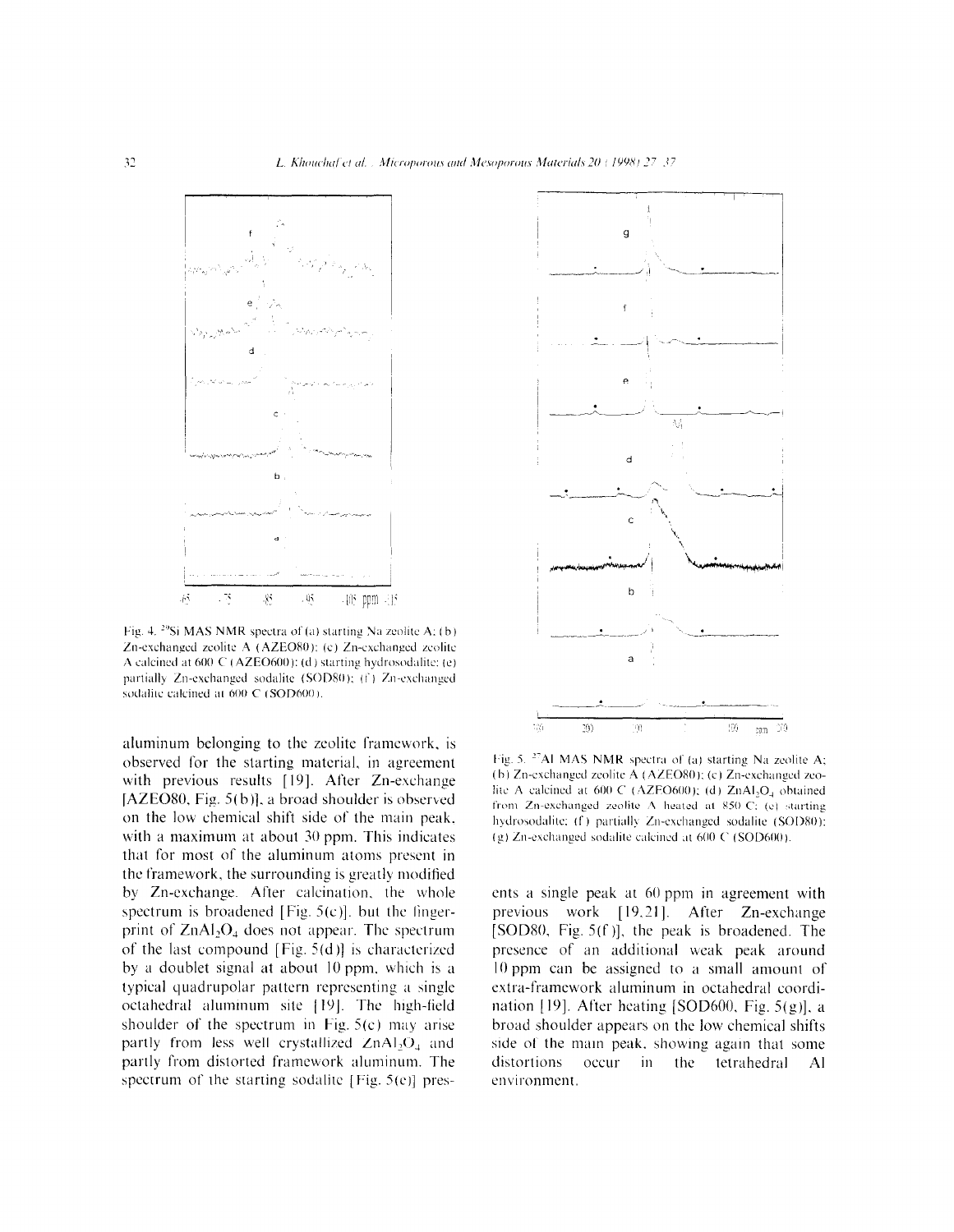Fig. 4. $^{29}$Si MAS NMR spectra of (a) starting Na zeolite A; (b) Zn-exchanged zeolite A (AZEO80); (c) Zn-exchanged zeolite A calcined at 600 C (AZEO600); (d) starting hydrosodalite; (e) partially Zn-exchanged sodalite (SOD80); (f) Zn-exchanged sodalite calcined at 600 C (SOD600).

Fig. 5. $^{27}$Al MAS NMR spectra of (a) starting Na zeolite A; (b) Zn-exchanged zeolite A (AZEO80); (c) Zn-exchanged zeolite A calcined at 600 C (AZEO600); (d) $ZnAl_2O_4$ obtained from Zn-exchanged zeolite A heated at 850 C; (e) starting hydrosodalite; (f) partially Zn-exchanged sodalite (SOD80); (g) Zn-exchanged sodalite calcined at 600 C (SOD600).

aluminum belonging to the zeolite framework, is observed for the starting material, in agreement with previous results [19]. After Zn-exchange [AZEO80, Fig. 5(b)], a broad shoulder is observed on the low chemical shift side of the main peak, with a maximum at about 30 ppm. This indicates that for most of the aluminum atoms present in the framework, the surrounding is greatly modified by Zn-exchange. After calcination, the whole spectrum is broadened [Fig. 5(c)], but the fingerprint of $ZnAl_2O_4$ does not appear. The spectrum of the last compound [Fig. 5(d)] is characterized by a doublet signal at about 10 ppm, which is a typical quadrupolar pattern representing a single octahedral aluminum site [19]. The high-field shoulder of the spectrum in Fig. 5(c) may arise partly from less well crystallized $ZnAl_2O_4$ and partly from distorted framework aluminum. The spectrum of the starting sodalite [Fig. 5(e)] presents a single peak at 60 ppm in agreement with previous work [19,21]. After Zn-exchange [SOD80, Fig. 5(f)], the peak is broadened. The presence of an additional weak peak around 10 ppm can be assigned to a small amount of extra-framework aluminum in octahedral coordination [19]. After heating [SOD600, Fig. 5(g)], a broad shoulder appears on the low chemical shifts side of the main peak, showing again that some distortions occur in the tetrahedral Al environment.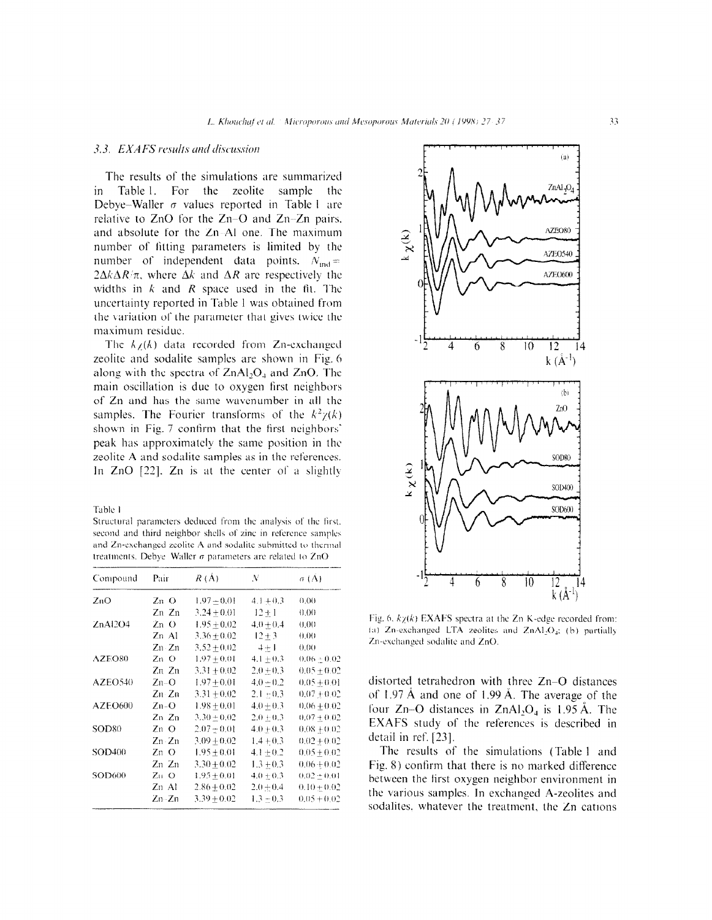### 3.3. EXAFS results and discussion

The results of the simulations are summarized in Table 1. For the zeolite sample the Debye–Waller $\sigma$ values reported in Table 1 are relative to ZnO for the Zn–O and Zn–Zn pairs, and absolute for the Zn–Al one. The maximum number of fitting parameters is limited by the number of independent data points. $N_{ind} = 2\Delta k \Delta R/\pi$, where $\Delta k$ and $\Delta R$ are respectively the widths in $k$ and $R$ space used in the fit. The uncertainty reported in Table 1 was obtained from the variation of the parameter that gives twice the maximum residue.

The $k\chi(k)$ data recorded from Zn-exchanged zeolite and sodalite samples are shown in Fig. 6 along with the spectra of $ZnAl_2O_4$ and ZnO. The main oscillation is due to oxygen first neighbors of Zn and has the same wavenumber in all the samples. The Fourier transforms of the $k^2\chi(k)$ shown in Fig. 7 confirm that the first neighbors' peak has approximately the same position in the zeolite A and sodalite samples as in the references. In ZnO [22], Zn is at the center of a slightly distorted tetrahedron with three Zn–O distances of 1.97 Å and one of 1.99 Å. The average of the four Zn–O distances in $ZnAl_2O_4$ is 1.95 Å. The EXAFS study of the references is described in detail in ref. [23].

The results of the simulations (Table 1 and Fig. 8) confirm that there is no marked difference between the first oxygen neighbor environment in the various samples. In exchanged A-zeolites and sodalites, whatever the treatment, the Zn cations

Table 1

Structural parameters deduced from the analysis of the first, second and third neighbor shells of zinc in reference samples and Zn-exchanged zeolite A and sodalite submitted to thermal treatments. Debye–Waller $\sigma$ parameters are related to ZnO

| Compound | Pair | $R$ (Å) | $N$ | $\sigma$ (Å) |
|---|---|---|---|---|
| ZnO | Zn–O | 1.97±0.01 | 4.1±0.3 | 0.00 |
| | Zn–Zn | 3.24±0.01 | 12±1 | 0.00 |
| ZnAl2O4 | Zn–O | 1.95±0.02 | 4.0±0.4 | 0.00 |
| | Zn–Al | 3.36±0.02 | 12±3 | 0.00 |
| | Zn–Zn | 3.52±0.02 | 4±1 | 0.00 |
| AZEO80 | Zn–O | 1.97±0.01 | 4.1±0.3 | 0.06±0.02 |
| | Zn–Zn | 3.31±0.02 | 2.0±0.3 | 0.05±0.02 |
| AZEO540 | Zn–O | 1.97±0.01 | 4.0±0.2 | 0.05±0.01 |
| | Zn–Zn | 3.31±0.02 | 2.1±0.3 | 0.07±0.02 |
| AZEO600 | Zn–O | 1.98±0.01 | 4.0±0.3 | 0.06±0.02 |
| | Zn–Zn | 3.30±0.02 | 2.0±0.3 | 0.07±0.02 |
| SOD80 | Zn–O | 2.07±0.01 | 4.0±0.3 | 0.08±0.02 |
| | Zn–Zn | 3.09±0.02 | 1.4±0.3 | 0.02±0.02 |
| SOD400 | Zn–O | 1.95±0.01 | 4.1±0.2 | 0.05±0.02 |
| | Zn–Zn | 3.30±0.02 | 1.3±0.3 | 0.06±0.02 |
| SOD600 | Zn–O | 1.95±0.01 | 4.0±0.3 | 0.02±0.01 |
| | Zn–Al | 2.86±0.02 | 2.0±0.4 | 0.10±0.02 |
| | Zn–Zn | 3.39±0.02 | 1.3±0.3 | 0.05±0.02 |

Fig. 6. $k\chi(k)$ EXAFS spectra at the Zn K-edge recorded from: (a) Zn-exchanged LTA zeolites and $ZnAl_2O_4$; (b) partially Zn-exchanged sodalite and ZnO.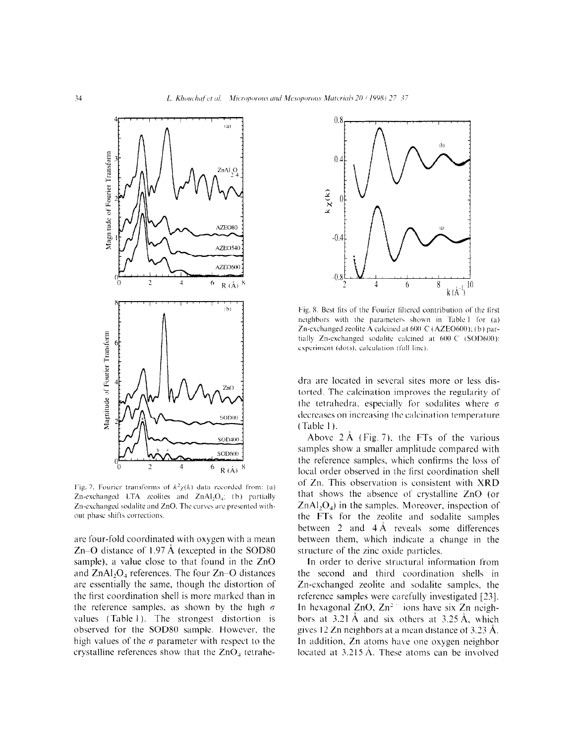Fig. 7. Fourier transforms of $k^2\chi(k)$ data recorded from: (a) Zn-exchanged LTA zeolites and $ZnAl_2O_4$; (b) partially Zn-exchanged sodalite and ZnO. The curves are presented without phase shifts corrections.

Fig. 8. Best fits of the Fourier filtered contribution of the first neighbors with the parameters shown in Table 1 for (a) Zn-exchanged zeolite A calcined at 600 C (AZEO600); (b) partially Zn-exchanged sodalite calcined at 600 C (SOD600): experiment (dots), calculation (full line).

are four-fold coordinated with oxygen with a mean Zn–O distance of 1.97 Å (excepted in the SOD80 sample), a value close to that found in the ZnO and $ZnAl_2O_4$ references. The four Zn–O distances are essentially the same, though the distortion of the first coordination shell is more marked than in the reference samples, as shown by the high $\sigma$ values (Table 1). The strongest distortion is observed for the SOD80 sample. However, the high values of the $\sigma$ parameter with respect to the crystalline references show that the $ZnO_4$ tetrahedra are located in several sites more or less distorted. The calcination improves the regularity of the tetrahedra, especially for sodalites where $\sigma$ decreases on increasing the calcination temperature (Table 1).

Above 2 Å (Fig. 7), the FTs of the various samples show a smaller amplitude compared with the reference samples, which confirms the loss of local order observed in the first coordination shell of Zn. This observation is consistent with XRD that shows the absence of crystalline ZnO (or $ZnAl_2O_4$) in the samples. Moreover, inspection of the FTs for the zeolite and sodalite samples between 2 and 4 Å reveals some differences between them, which indicate a change in the structure of the zinc oxide particles.

In order to derive structural information from the second and third coordination shells in Zn-exchanged zeolite and sodalite samples, the reference samples were carefully investigated [23]. In hexagonal ZnO, $Zn^{2+}$ ions have six Zn neighbors at 3.21 Å and six others at 3.25 Å, which gives 12 Zn neighbors at a mean distance of 3.23 Å. In addition, Zn atoms have one oxygen neighbor located at 3.215 Å. These atoms can be involved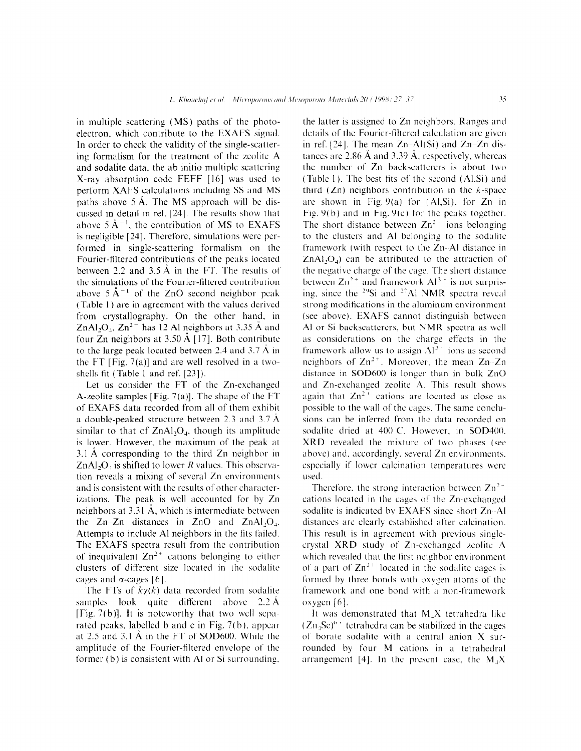in multiple scattering (MS) paths of the photoelectron, which contribute to the EXAFS signal. In order to check the validity of the single-scattering formalism for the treatment of the zeolite A and sodalite data, the ab initio multiple scattering X-ray absorption code FEFF [16] was used to perform XAFS calculations including SS and MS paths above 5 Å. The MS approach will be discussed in detail in ref. [24]. The results show that above 5 $Å^{-1}$, the contribution of MS to EXAFS is negligible [24]. Therefore, simulations were performed in single-scattering formalism on the Fourier-filtered contributions of the peaks located between 2.2 and 3.5 Å in the FT. The results of the simulations of the Fourier-filtered contribution above 5 $Å^{-1}$ of the ZnO second neighbor peak (Table 1) are in agreement with the values derived from crystallography. On the other hand, in $ZnAl_2O_4$, $Zn^{2+}$ has 12 Al neighbors at 3.35 Å and four Zn neighbors at 3.50 Å [17]. Both contribute to the large peak located between 2.4 and 3.7 Å in the FT [Fig. 7(a)] and are well resolved in a two-shells fit (Table 1 and ref. [23]).

Let us consider the FT of the Zn-exchanged A-zeolite samples [Fig. 7(a)]. The shape of the FT of EXAFS data recorded from all of them exhibit a double-peaked structure between 2.3 and 3.7 Å similar to that of $ZnAl_2O_4$, though its amplitude is lower. However, the maximum of the peak at 3.1 Å corresponding to the third Zn neighbor in $ZnAl_2O_4$ is shifted to lower *R* values. This observation reveals a mixing of several Zn environments and is consistent with the results of other characterizations. The peak is well accounted for by Zn neighbors at 3.31 Å, which is intermediate between the Zn–Zn distances in ZnO and $ZnAl_2O_4$. Attempts to include Al neighbors in the fits failed. The EXAFS spectra result from the contribution of inequivalent $Zn^{2+}$ cations belonging to either clusters of different size located in the sodalite cages and α-cages [6].

The FTs of $k\chi(k)$ data recorded from sodalite samples look quite different above 2.2 Å [Fig. 7(b)]. It is noteworthy that two well separated peaks, labelled b and c in Fig. 7(b), appear at 2.5 and 3.1 Å in the FT of SOD600. While the amplitude of the Fourier-filtered envelope of the former (b) is consistent with Al or Si surrounding, the latter is assigned to Zn neighbors. Ranges and details of the Fourier-filtered calculation are given in ref. [24]. The mean Zn–Al(Si) and Zn–Zn distances are 2.86 Å and 3.39 Å, respectively, whereas the number of Zn backscatterers is about two (Table 1). The best fits of the second (Al,Si) and third (Zn) neighbors contribution in the *k*-space are shown in Fig. 9(a) for (Al,Si), for Zn in Fig. 9(b) and in Fig. 9(c) for the peaks together. The short distance between $Zn^{2+}$ ions belonging to the clusters and Al belonging to the sodalite framework (with respect to the Zn–Al distance in $ZnAl_2O_4$) can be attributed to the attraction of the negative charge of the cage. The short distance between $Zn^{2+}$ and framework $Al^{3+}$ is not surprising, since the $^{29}Si$ and $^{27}Al$ NMR spectra reveal strong modifications in the aluminum environment (see above). EXAFS cannot distinguish between Al or Si backscatterers, but NMR spectra as well as considerations on the charge effects in the framework allow us to assign $Al^{3+}$ ions as second neighbors of $Zn^{2+}$. Moreover, the mean Zn–Zn distance in SOD600 is longer than in bulk ZnO and Zn-exchanged zeolite A. This result shows again that $Zn^{2+}$ cations are located as close as possible to the wall of the cages. The same conclusions can be inferred from the data recorded on sodalite dried at 400°C. However, in SOD400, XRD revealed the mixture of two phases (see above) and, accordingly, several Zn environments, especially if lower calcination temperatures were used.

Therefore, the strong interaction between $Zn^{2+}$ cations located in the cages of the Zn-exchanged sodalite is indicated by EXAFS since short Zn–Al distances are clearly established after calcination. This result is in agreement with previous single-crystal XRD study of Zn-exchanged zeolite A which revealed that the first neighbor environment of a part of $Zn^{2+}$ located in the sodalite cages is formed by three bonds with oxygen atoms of the framework and one bond with a non-framework oxygen [6].

It was demonstrated that $M_4X$ tetrahedra like $(Zn_4Se)^{6+}$ tetrahedra can be stabilized in the cages of borate sodalite with a central anion X surrounded by four M cations in a tetrahedral arrangement [4]. In the present case, the $M_4X$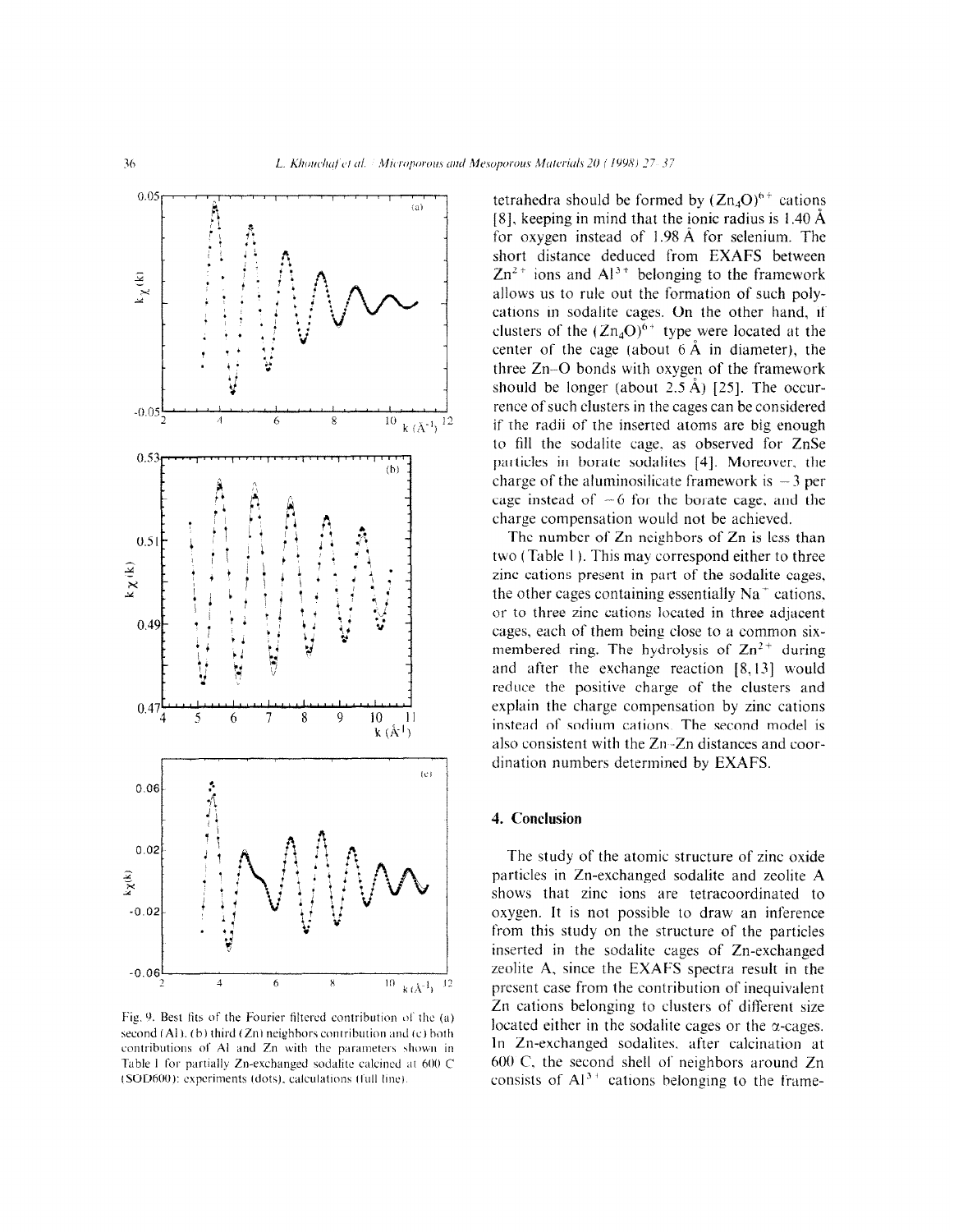Fig. 9. Best fits of the Fourier filtered contribution of the (a) second (Al), (b) third (Zn) neighbors contribution and (c) both contributions of Al and Zn with the parameters shown in Table 1 for partially Zn-exchanged sodalite calcined at 600 C (SOD600): experiments (dots), calculations (full line).

tetrahedra should be formed by $(Zn_4O)^{6+}$ cations [8], keeping in mind that the ionic radius is 1.40 Å for oxygen instead of 1.98 Å for selenium. The short distance deduced from EXAFS between $Zn^{2+}$ ions and $Al^{3+}$ belonging to the framework allows us to rule out the formation of such polycations in sodalite cages. On the other hand, if clusters of the $(Zn_4O)^{6+}$ type were located at the center of the cage (about 6 Å in diameter), the three Zn–O bonds with oxygen of the framework should be longer (about 2.5 Å) [25]. The occurrence of such clusters in the cages can be considered if the radii of the inserted atoms are big enough to fill the sodalite cage, as observed for ZnSe particles in borate sodalites [4]. Moreover, the charge of the aluminosilicate framework is −3 per cage instead of −6 for the borate cage, and the charge compensation would not be achieved.

The number of Zn neighbors of Zn is less than two (Table 1). This may correspond either to three zinc cations present in part of the sodalite cages, the other cages containing essentially $Na^+$ cations, or to three zinc cations located in three adjacent cages, each of them being close to a common six-membered ring. The hydrolysis of $Zn^{2+}$ during and after the exchange reaction [8,13] would reduce the positive charge of the clusters and explain the charge compensation by zinc cations instead of sodium cations. The second model is also consistent with the Zn–Zn distances and coordination numbers determined by EXAFS.

## 4. Conclusion

The study of the atomic structure of zinc oxide particles in Zn-exchanged sodalite and zeolite A shows that zinc ions are tetracoordinated to oxygen. It is not possible to draw an inference from this study on the structure of the particles inserted in the sodalite cages of Zn-exchanged zeolite A, since the EXAFS spectra result in the present case from the contribution of inequivalent Zn cations belonging to clusters of different size located either in the sodalite cages or the α-cages. In Zn-exchanged sodalites, after calcination at 600 C, the second shell of neighbors around Zn consists of $Al^{3+}$ cations belonging to the frame-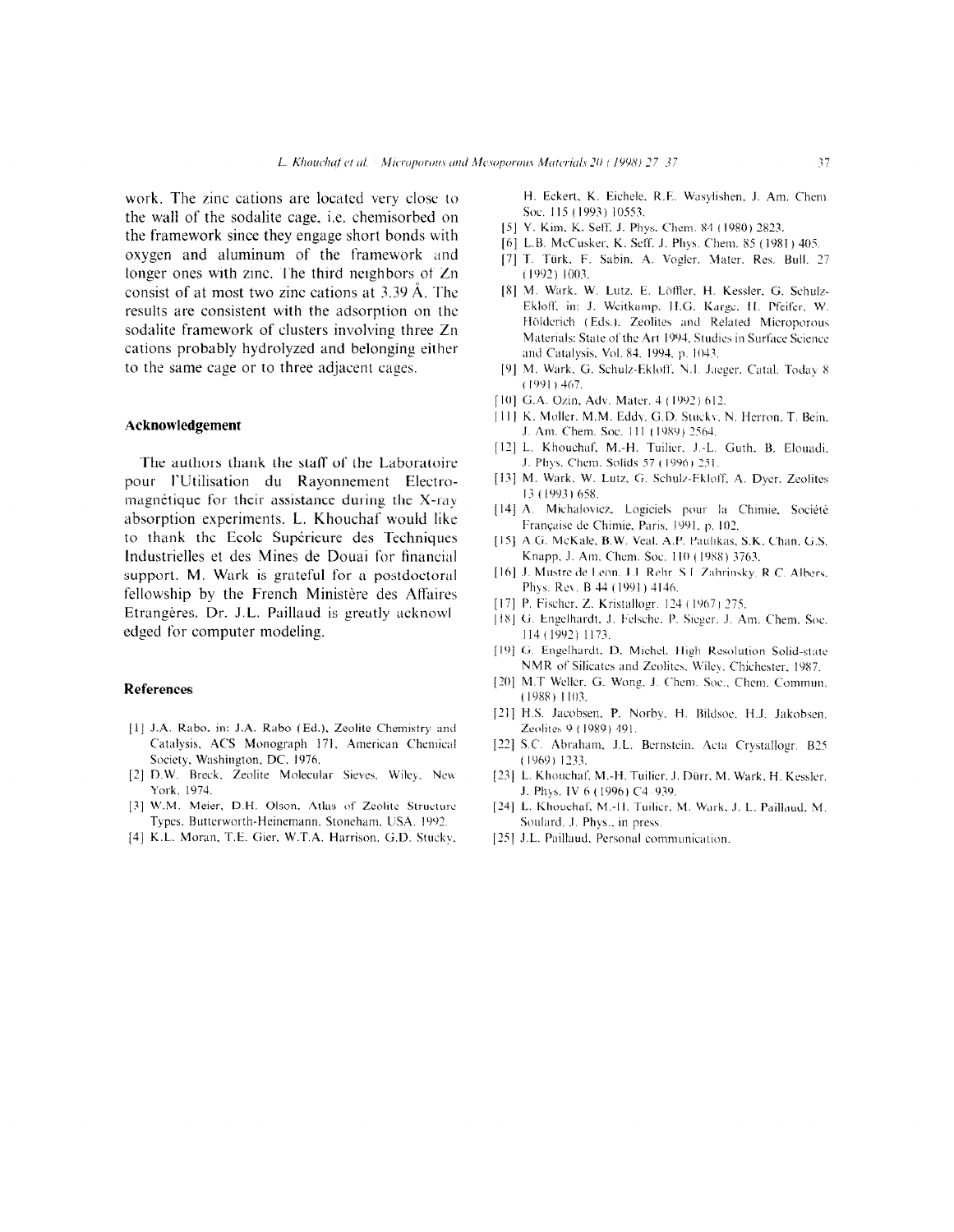work. The zinc cations are located very close to the wall of the sodalite cage, i.e. chemisorbed on the framework since they engage short bonds with oxygen and aluminum of the framework and longer ones with zinc. The third neighbors of Zn consist of at most two zinc cations at 3.39 Å. The results are consistent with the adsorption on the sodalite framework of clusters involving three Zn cations probably hydrolyzed and belonging either to the same cage or to three adjacent cages.

## Acknowledgement

The authors thank the staff of the Laboratoire pour l'Utilisation du Rayonnement Electromagnétique for their assistance during the X-ray absorption experiments. L. Khouchaf would like to thank the Ecole Supérieure des Techniques Industrielles et des Mines de Douai for financial support. M. Wark is grateful for a postdoctoral fellowship by the French Ministère des Affaires Etrangères. Dr. J.L. Paillaud is greatly acknowledged for computer modeling.

## References

[1] J.A. Rabo, in: J.A. Rabo (Ed.), Zeolite Chemistry and Catalysis, ACS Monograph 171, American Chemical Society, Washington, DC, 1976.

[2] D.W. Breck, Zeolite Molecular Sieves, Wiley, New York, 1974.

[3] W.M. Meier, D.H. Olson, Atlas of Zeolite Structure Types, Butterworth-Heinemann, Stoneham, USA, 1992.

[4] K.L. Moran, T.E. Gier, W.T.A. Harrison, G.D. Stucky, H. Eckert, K. Eichele, R.E. Wasylishen, J. Am. Chem. Soc. 115 (1993) 10553.

[5] Y. Kim, K. Seff, J. Phys. Chem. 84 (1980) 2823.

[6] L.B. McCusker, K. Seff, J. Phys. Chem. 85 (1981) 405.

[7] T. Türk, F. Sabin, A. Vogler, Mater. Res. Bull. 27 (1992) 1003.

[8] M. Wark, W. Lutz, E. Löffler, H. Kessler, G. Schulz-Ekloff, in: J. Weitkamp, H.G. Karge, H. Pfeifer, W. Hölderich (Eds.), Zeolites and Related Microporous Materials: State of the Art 1994, Studies in Surface Science and Catalysis, Vol. 84, 1994, p. 1043.

[9] M. Wark, G. Schulz-Ekloff, N.I. Jaeger, Catal. Today 8 (1991) 467.

[10] G.A. Ozin, Adv. Mater. 4 (1992) 612.

[11] K. Moller, M.M. Eddy, G.D. Stucky, N. Herron, T. Bein, J. Am. Chem. Soc. 111 (1989) 2564.

[12] L. Khouchaf, M.-H. Tuilier, J.-L. Guth, B. Elouadi, J. Phys. Chem. Solids 57 (1996) 251.

[13] M. Wark, W. Lutz, G. Schulz-Ekloff, A. Dyer, Zeolites 13 (1993) 658.

[14] A. Michalowicz, Logiciels pour la Chimie, Société Française de Chimie, Paris, 1991, p. 102.

[15] A.G. McKale, B.W. Veal, A.P. Paulikas, S.K. Chan, G.S. Knapp, J. Am. Chem. Soc. 110 (1988) 3763.

[16] J. Mustre de Leon, J.J. Rehr, S.I. Zabrinsky, R.C. Albers, Phys. Rev. B 44 (1991) 4146.

[17] P. Fischer, Z. Kristallogr. 124 (1967) 275.

[18] G. Engelhardt, J. Felsche, P. Sieger, J. Am. Chem. Soc. 114 (1992) 1173.

[19] G. Engelhardt, D. Michel, High Resolution Solid-state NMR of Silicates and Zeolites, Wiley, Chichester, 1987.

[20] M.T Weller, G. Wong, J. Chem. Soc., Chem. Commun. (1988) 1103.

[21] H.S. Jacobsen, P. Norby, H. Bildsoe, H.J. Jakobsen, Zeolites 9 (1989) 491.

[22] S.C. Abraham, J.L. Bernstein, Acta Crystallogr. B25 (1969) 1233.

[23] L. Khouchaf, M.-H. Tuilier, J. Dürr, M. Wark, H. Kessler, J. Phys. IV 6 (1996) C4-939.

[24] L. Khouchaf, M.-H. Tuilier, M. Wark, J. L. Paillaud, M. Soulard, J. Phys., in press.

[25] J.L. Paillaud, Personal communication.